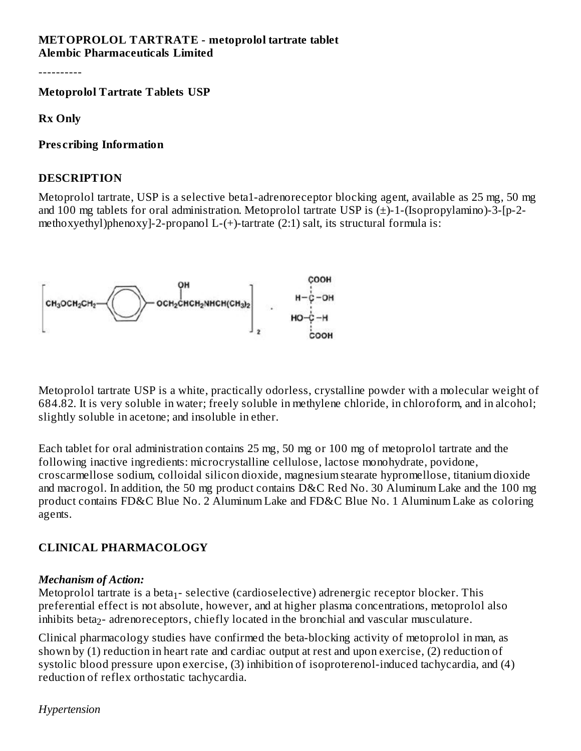**METOPROLOL TARTRATE - metoprolol tartrate tablet**
**Alembic Pharmaceuticals Limited**

----------

**Metoprolol Tartrate Tablets USP**

**Rx Only**

**Prescribing Information**

## DESCRIPTION

Metoprolol tartrate, USP is a selective beta1-adrenoreceptor blocking agent, available as 25 mg, 50 mg and 100 mg tablets for oral administration. Metoprolol tartrate USP is (±)-1-(Isopropylamino)-3-[p-2-methoxyethyl)phenoxy]-2-propanol L-(+)-tartrate (2:1) salt, its structural formula is:

Metoprolol tartrate USP is a white, practically odorless, crystalline powder with a molecular weight of 684.82. It is very soluble in water; freely soluble in methylene chloride, in chloroform, and in alcohol; slightly soluble in acetone; and insoluble in ether.

Each tablet for oral administration contains 25 mg, 50 mg or 100 mg of metoprolol tartrate and the following inactive ingredients: microcrystalline cellulose, lactose monohydrate, povidone, croscarmellose sodium, colloidal silicon dioxide, magnesium stearate hypromellose, titanium dioxide and macrogol. In addition, the 50 mg product contains D&C Red No. 30 Aluminum Lake and the 100 mg product contains FD&C Blue No. 2 Aluminum Lake and FD&C Blue No. 1 Aluminum Lake as coloring agents.

## CLINICAL PHARMACOLOGY

***Mechanism of Action:***

Metoprolol tartrate is a $beta_1$- selective (cardioselective) adrenergic receptor blocker. This preferential effect is not absolute, however, and at higher plasma concentrations, metoprolol also inhibits $beta_2$- adrenoreceptors, chiefly located in the bronchial and vascular musculature.

Clinical pharmacology studies have confirmed the beta-blocking activity of metoprolol in man, as shown by (1) reduction in heart rate and cardiac output at rest and upon exercise, (2) reduction of systolic blood pressure upon exercise, (3) inhibition of isoproterenol-induced tachycardia, and (4) reduction of reflex orthostatic tachycardia.

*Hypertension*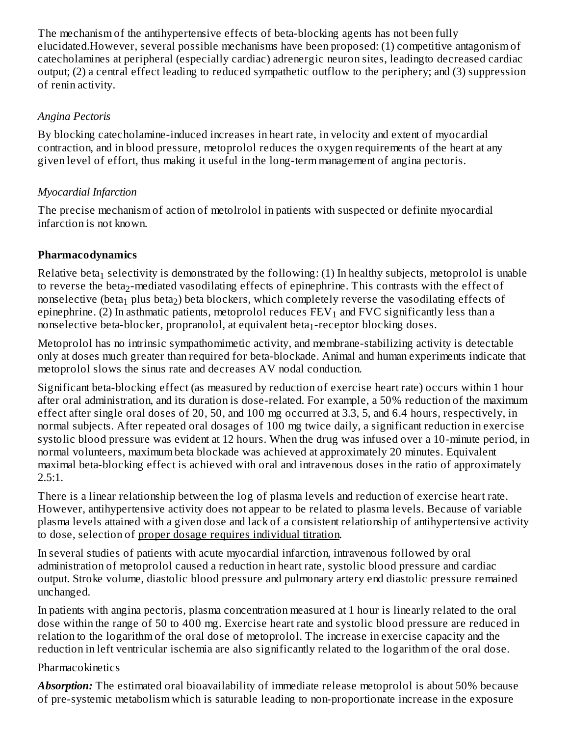The mechanism of the antihypertensive effects of beta-blocking agents has not been fully elucidated.However, several possible mechanisms have been proposed: (1) competitive antagonism of catecholamines at peripheral (especially cardiac) adrenergic neuron sites, leadingto decreased cardiac output; (2) a central effect leading to reduced sympathetic outflow to the periphery; and (3) suppression of renin activity.

*Angina Pectoris*

By blocking catecholamine-induced increases in heart rate, in velocity and extent of myocardial contraction, and in blood pressure, metoprolol reduces the oxygen requirements of the heart at any given level of effort, thus making it useful in the long-term management of angina pectoris.

*Myocardial Infarction*

The precise mechanism of action of metolrolol in patients with suspected or definite myocardial infarction is not known.

**Pharmacodynamics**

Relative $beta_1$ selectivity is demonstrated by the following: (1) In healthy subjects, metoprolol is unable to reverse the $beta_2$-mediated vasodilating effects of epinephrine. This contrasts with the effect of nonselective ($beta_1$ plus $beta_2$) beta blockers, which completely reverse the vasodilating effects of epinephrine. (2) In asthmatic patients, metoprolol reduces $FEV_1$ and FVC significantly less than a nonselective beta-blocker, propranolol, at equivalent $beta_1$-receptor blocking doses.

Metoprolol has no intrinsic sympathomimetic activity, and membrane-stabilizing activity is detectable only at doses much greater than required for beta-blockade. Animal and human experiments indicate that metoprolol slows the sinus rate and decreases AV nodal conduction.

Significant beta-blocking effect (as measured by reduction of exercise heart rate) occurs within 1 hour after oral administration, and its duration is dose-related. For example, a 50% reduction of the maximum effect after single oral doses of 20, 50, and 100 mg occurred at 3.3, 5, and 6.4 hours, respectively, in normal subjects. After repeated oral dosages of 100 mg twice daily, a significant reduction in exercise systolic blood pressure was evident at 12 hours. When the drug was infused over a 10-minute period, in normal volunteers, maximum beta blockade was achieved at approximately 20 minutes. Equivalent maximal beta-blocking effect is achieved with oral and intravenous doses in the ratio of approximately 2.5:1.

There is a linear relationship between the log of plasma levels and reduction of exercise heart rate. However, antihypertensive activity does not appear to be related to plasma levels. Because of variable plasma levels attained with a given dose and lack of a consistent relationship of antihypertensive activity to dose, selection of proper dosage requires individual titration.

In several studies of patients with acute myocardial infarction, intravenous followed by oral administration of metoprolol caused a reduction in heart rate, systolic blood pressure and cardiac output. Stroke volume, diastolic blood pressure and pulmonary artery end diastolic pressure remained unchanged.

In patients with angina pectoris, plasma concentration measured at 1 hour is linearly related to the oral dose within the range of 50 to 400 mg. Exercise heart rate and systolic blood pressure are reduced in relation to the logarithm of the oral dose of metoprolol. The increase in exercise capacity and the reduction in left ventricular ischemia are also significantly related to the logarithm of the oral dose.

Pharmacokinetics

***Absorption:*** The estimated oral bioavailability of immediate release metoprolol is about 50% because of pre-systemic metabolism which is saturable leading to non-proportionate increase in the exposure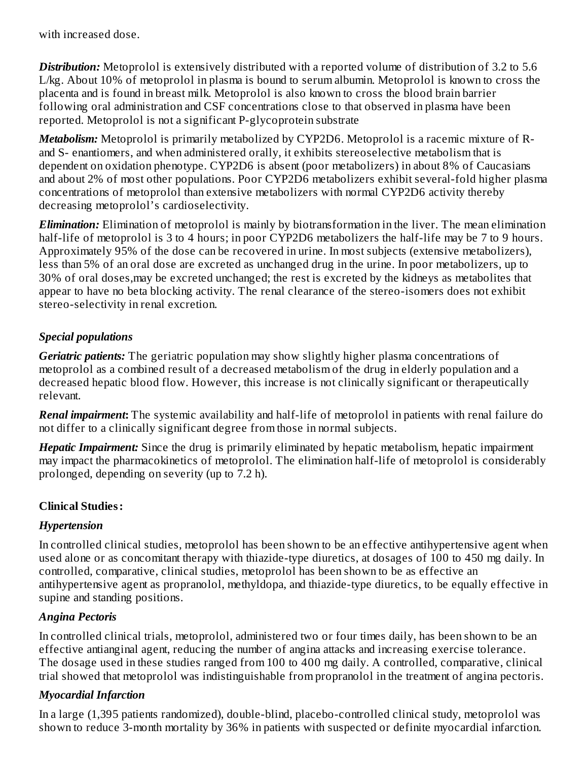with increased dose.

***Distribution:*** Metoprolol is extensively distributed with a reported volume of distribution of 3.2 to 5.6 L/kg. About 10% of metoprolol in plasma is bound to serum albumin. Metoprolol is known to cross the placenta and is found in breast milk. Metoprolol is also known to cross the blood brain barrier following oral administration and CSF concentrations close to that observed in plasma have been reported. Metoprolol is not a significant P-glycoprotein substrate

***Metabolism:*** Metoprolol is primarily metabolized by CYP2D6. Metoprolol is a racemic mixture of R- and S- enantiomers, and when administered orally, it exhibits stereoselective metabolism that is dependent on oxidation phenotype. CYP2D6 is absent (poor metabolizers) in about 8% of Caucasians and about 2% of most other populations. Poor CYP2D6 metabolizers exhibit several-fold higher plasma concentrations of metoprolol than extensive metabolizers with normal CYP2D6 activity thereby decreasing metoprolol's cardioselectivity.

***Elimination:*** Elimination of metoprolol is mainly by biotransformation in the liver. The mean elimination half-life of metoprolol is 3 to 4 hours; in poor CYP2D6 metabolizers the half-life may be 7 to 9 hours. Approximately 95% of the dose can be recovered in urine. In most subjects (extensive metabolizers), less than 5% of an oral dose are excreted as unchanged drug in the urine. In poor metabolizers, up to 30% of oral doses,may be excreted unchanged; the rest is excreted by the kidneys as metabolites that appear to have no beta blocking activity. The renal clearance of the stereo-isomers does not exhibit stereo-selectivity in renal excretion.

### *Special populations*

***Geriatric patients:*** The geriatric population may show slightly higher plasma concentrations of metoprolol as a combined result of a decreased metabolism of the drug in elderly population and a decreased hepatic blood flow. However, this increase is not clinically significant or therapeutically relevant.

***Renal impairment*:** The systemic availability and half-life of metoprolol in patients with renal failure do not differ to a clinically significant degree from those in normal subjects.

***Hepatic Impairment:*** Since the drug is primarily eliminated by hepatic metabolism, hepatic impairment may impact the pharmacokinetics of metoprolol. The elimination half-life of metoprolol is considerably prolonged, depending on severity (up to 7.2 h).

## Clinical Studies:

### *Hypertension*

In controlled clinical studies, metoprolol has been shown to be an effective antihypertensive agent when used alone or as concomitant therapy with thiazide-type diuretics, at dosages of 100 to 450 mg daily. In controlled, comparative, clinical studies, metoprolol has been shown to be as effective an antihypertensive agent as propranolol, methyldopa, and thiazide-type diuretics, to be equally effective in supine and standing positions.

### *Angina Pectoris*

In controlled clinical trials, metoprolol, administered two or four times daily, has been shown to be an effective antianginal agent, reducing the number of angina attacks and increasing exercise tolerance. The dosage used in these studies ranged from 100 to 400 mg daily. A controlled, comparative, clinical trial showed that metoprolol was indistinguishable from propranolol in the treatment of angina pectoris.

### *Myocardial Infarction*

In a large (1,395 patients randomized), double-blind, placebo-controlled clinical study, metoprolol was shown to reduce 3-month mortality by 36% in patients with suspected or definite myocardial infarction.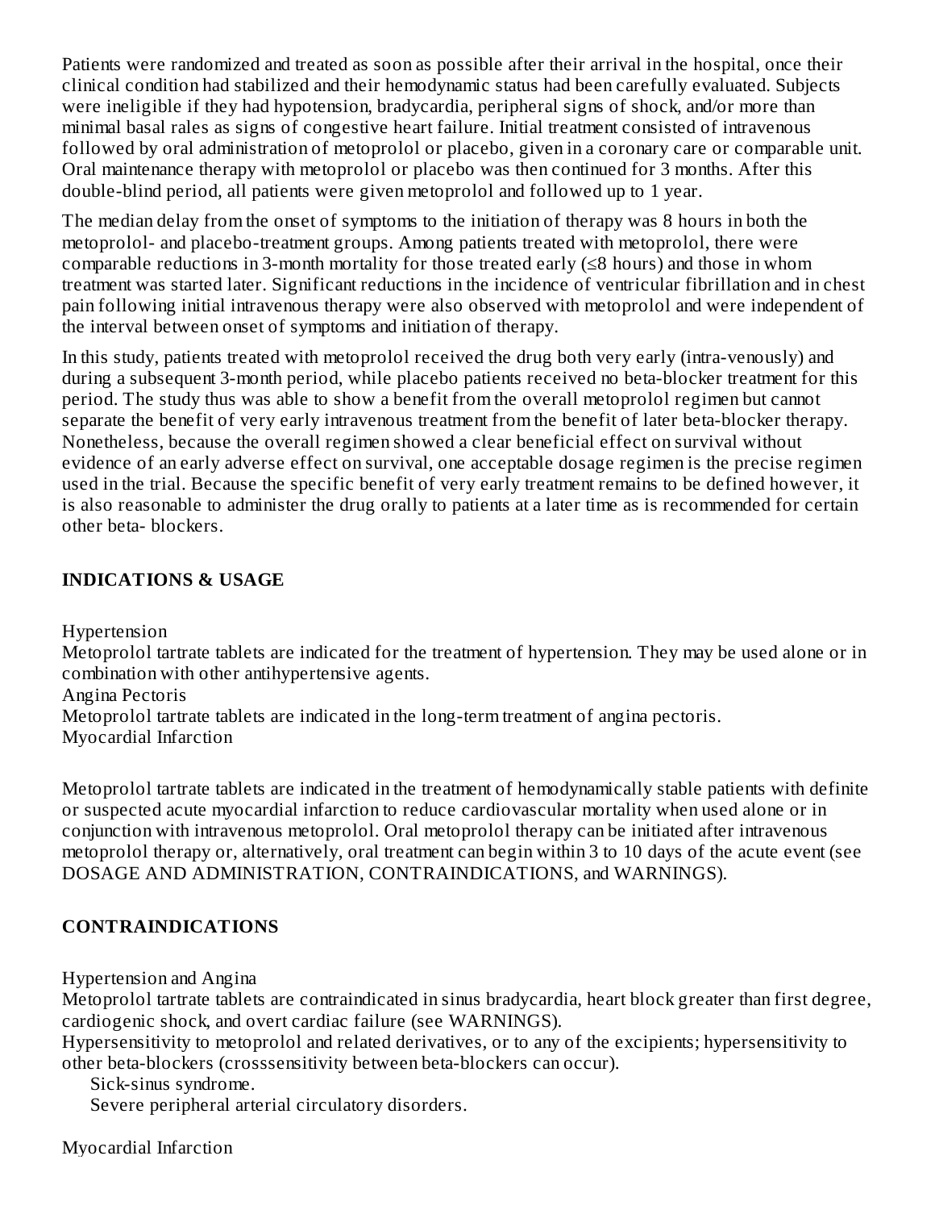Patients were randomized and treated as soon as possible after their arrival in the hospital, once their clinical condition had stabilized and their hemodynamic status had been carefully evaluated. Subjects were ineligible if they had hypotension, bradycardia, peripheral signs of shock, and/or more than minimal basal rales as signs of congestive heart failure. Initial treatment consisted of intravenous followed by oral administration of metoprolol or placebo, given in a coronary care or comparable unit. Oral maintenance therapy with metoprolol or placebo was then continued for 3 months. After this double-blind period, all patients were given metoprolol and followed up to 1 year.

The median delay from the onset of symptoms to the initiation of therapy was 8 hours in both the metoprolol- and placebo-treatment groups. Among patients treated with metoprolol, there were comparable reductions in 3-month mortality for those treated early (≤8 hours) and those in whom treatment was started later. Significant reductions in the incidence of ventricular fibrillation and in chest pain following initial intravenous therapy were also observed with metoprolol and were independent of the interval between onset of symptoms and initiation of therapy.

In this study, patients treated with metoprolol received the drug both very early (intra-venously) and during a subsequent 3-month period, while placebo patients received no beta-blocker treatment for this period. The study thus was able to show a benefit from the overall metoprolol regimen but cannot separate the benefit of very early intravenous treatment from the benefit of later beta-blocker therapy. Nonetheless, because the overall regimen showed a clear beneficial effect on survival without evidence of an early adverse effect on survival, one acceptable dosage regimen is the precise regimen used in the trial. Because the specific benefit of very early treatment remains to be defined however, it is also reasonable to administer the drug orally to patients at a later time as is recommended for certain other beta- blockers.

## INDICATIONS & USAGE

Hypertension
Metoprolol tartrate tablets are indicated for the treatment of hypertension. They may be used alone or in combination with other antihypertensive agents.
Angina Pectoris
Metoprolol tartrate tablets are indicated in the long-term treatment of angina pectoris.
Myocardial Infarction

Metoprolol tartrate tablets are indicated in the treatment of hemodynamically stable patients with definite or suspected acute myocardial infarction to reduce cardiovascular mortality when used alone or in conjunction with intravenous metoprolol. Oral metoprolol therapy can be initiated after intravenous metoprolol therapy or, alternatively, oral treatment can begin within 3 to 10 days of the acute event (see DOSAGE AND ADMINISTRATION, CONTRAINDICATIONS, and WARNINGS).

## CONTRAINDICATIONS

Hypertension and Angina
Metoprolol tartrate tablets are contraindicated in sinus bradycardia, heart block greater than first degree, cardiogenic shock, and overt cardiac failure (see WARNINGS).
Hypersensitivity to metoprolol and related derivatives, or to any of the excipients; hypersensitivity to other beta-blockers (crosssensitivity between beta-blockers can occur).
Sick-sinus syndrome.
Severe peripheral arterial circulatory disorders.

Myocardial Infarction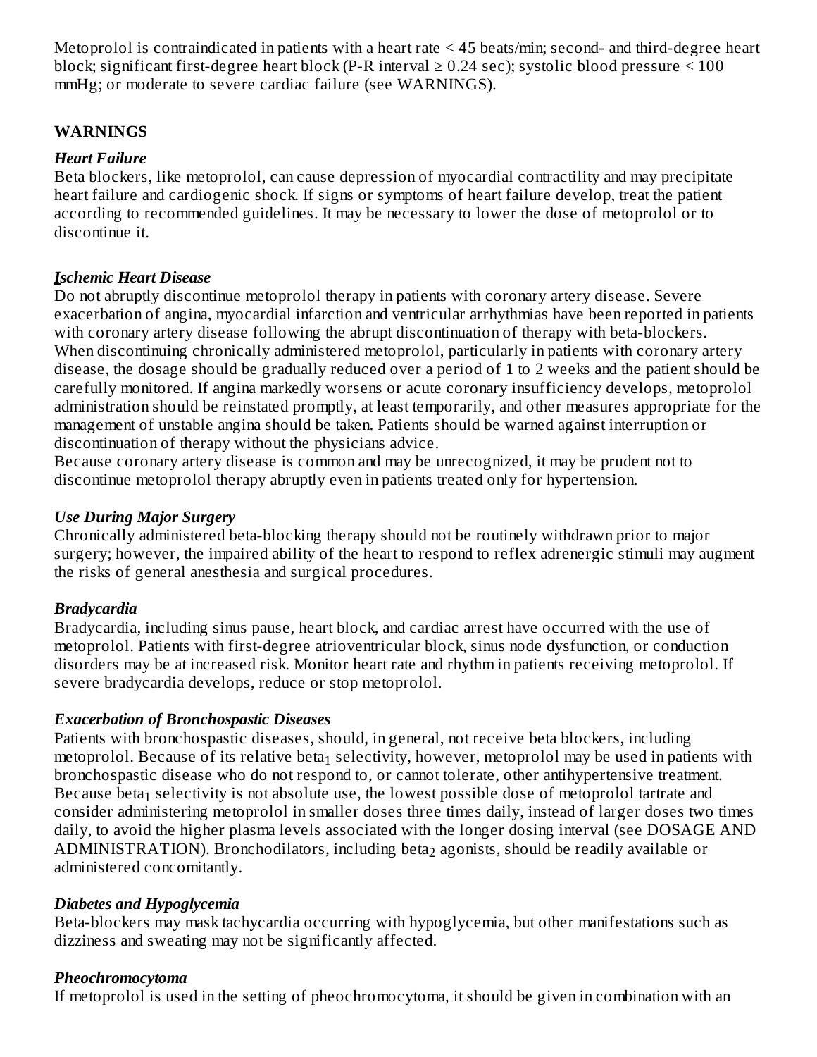Metoprolol is contraindicated in patients with a heart rate < 45 beats/min; second- and third-degree heart block; significant first-degree heart block (P-R interval ≥ 0.24 sec); systolic blood pressure < 100 mmHg; or moderate to severe cardiac failure (see WARNINGS).

## WARNINGS

### *Heart Failure*

Beta blockers, like metoprolol, can cause depression of myocardial contractility and may precipitate heart failure and cardiogenic shock. If signs or symptoms of heart failure develop, treat the patient according to recommended guidelines. It may be necessary to lower the dose of metoprolol or to discontinue it.

### *Ischemic Heart Disease*

Do not abruptly discontinue metoprolol therapy in patients with coronary artery disease. Severe exacerbation of angina, myocardial infarction and ventricular arrhythmias have been reported in patients with coronary artery disease following the abrupt discontinuation of therapy with beta-blockers. When discontinuing chronically administered metoprolol, particularly in patients with coronary artery disease, the dosage should be gradually reduced over a period of 1 to 2 weeks and the patient should be carefully monitored. If angina markedly worsens or acute coronary insufficiency develops, metoprolol administration should be reinstated promptly, at least temporarily, and other measures appropriate for the management of unstable angina should be taken. Patients should be warned against interruption or discontinuation of therapy without the physicians advice.

Because coronary artery disease is common and may be unrecognized, it may be prudent not to discontinue metoprolol therapy abruptly even in patients treated only for hypertension.

### *Use During Major Surgery*

Chronically administered beta-blocking therapy should not be routinely withdrawn prior to major surgery; however, the impaired ability of the heart to respond to reflex adrenergic stimuli may augment the risks of general anesthesia and surgical procedures.

### *Bradycardia*

Bradycardia, including sinus pause, heart block, and cardiac arrest have occurred with the use of metoprolol. Patients with first-degree atrioventricular block, sinus node dysfunction, or conduction disorders may be at increased risk. Monitor heart rate and rhythm in patients receiving metoprolol. If severe bradycardia develops, reduce or stop metoprolol.

### *Exacerbation of Bronchospastic Diseases*

Patients with bronchospastic diseases, should, in general, not receive beta blockers, including metoprolol. Because of its relative $beta_1$ selectivity, however, metoprolol may be used in patients with bronchospastic disease who do not respond to, or cannot tolerate, other antihypertensive treatment. Because $beta_1$ selectivity is not absolute use, the lowest possible dose of metoprolol tartrate and consider administering metoprolol in smaller doses three times daily, instead of larger doses two times daily, to avoid the higher plasma levels associated with the longer dosing interval (see DOSAGE AND ADMINISTRATION). Bronchodilators, including $beta_2$ agonists, should be readily available or administered concomitantly.

### *Diabetes and Hypoglycemia*

Beta-blockers may mask tachycardia occurring with hypoglycemia, but other manifestations such as dizziness and sweating may not be significantly affected.

### *Pheochromocytoma*

If metoprolol is used in the setting of pheochromocytoma, it should be given in combination with an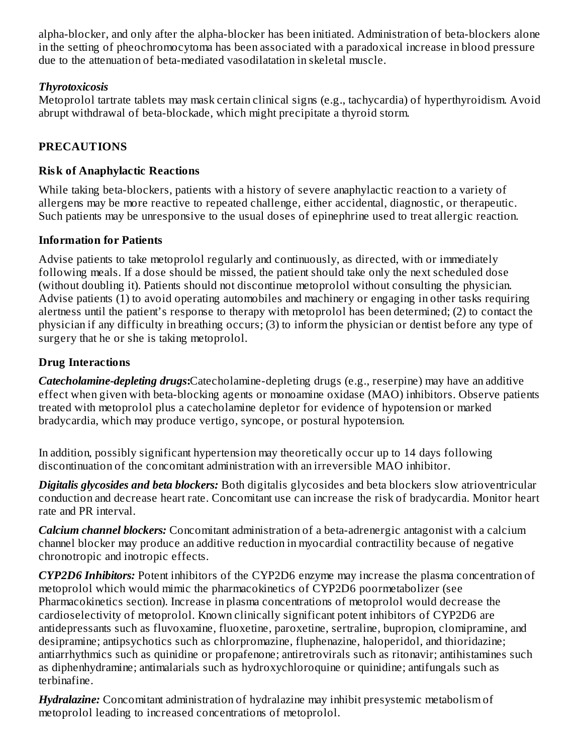alpha-blocker, and only after the alpha-blocker has been initiated. Administration of beta-blockers alone in the setting of pheochromocytoma has been associated with a paradoxical increase in blood pressure due to the attenuation of beta-mediated vasodilatation in skeletal muscle.

***Thyrotoxicosis***

Metoprolol tartrate tablets may mask certain clinical signs (e.g., tachycardia) of hyperthyroidism. Avoid abrupt withdrawal of beta-blockade, which might precipitate a thyroid storm.

## PRECAUTIONS

### Risk of Anaphylactic Reactions

While taking beta-blockers, patients with a history of severe anaphylactic reaction to a variety of allergens may be more reactive to repeated challenge, either accidental, diagnostic, or therapeutic. Such patients may be unresponsive to the usual doses of epinephrine used to treat allergic reaction.

### Information for Patients

Advise patients to take metoprolol regularly and continuously, as directed, with or immediately following meals. If a dose should be missed, the patient should take only the next scheduled dose (without doubling it). Patients should not discontinue metoprolol without consulting the physician. Advise patients (1) to avoid operating automobiles and machinery or engaging in other tasks requiring alertness until the patient's response to therapy with metoprolol has been determined; (2) to contact the physician if any difficulty in breathing occurs; (3) to inform the physician or dentist before any type of surgery that he or she is taking metoprolol.

### Drug Interactions

***Catecholamine-depleting drugs*:**Catecholamine-depleting drugs (e.g., reserpine) may have an additive effect when given with beta-blocking agents or monoamine oxidase (MAO) inhibitors. Observe patients treated with metoprolol plus a catecholamine depletor for evidence of hypotension or marked bradycardia, which may produce vertigo, syncope, or postural hypotension.

In addition, possibly significant hypertension may theoretically occur up to 14 days following discontinuation of the concomitant administration with an irreversible MAO inhibitor.

***Digitalis glycosides and beta blockers:*** Both digitalis glycosides and beta blockers slow atrioventricular conduction and decrease heart rate. Concomitant use can increase the risk of bradycardia. Monitor heart rate and PR interval.

***Calcium channel blockers:*** Concomitant administration of a beta-adrenergic antagonist with a calcium channel blocker may produce an additive reduction in myocardial contractility because of negative chronotropic and inotropic effects.

***CYP2D6 Inhibitors:*** Potent inhibitors of the CYP2D6 enzyme may increase the plasma concentration of metoprolol which would mimic the pharmacokinetics of CYP2D6 poormetabolizer (see Pharmacokinetics section). Increase in plasma concentrations of metoprolol would decrease the cardioselectivity of metoprolol. Known clinically significant potent inhibitors of CYP2D6 are antidepressants such as fluvoxamine, fluoxetine, paroxetine, sertraline, bupropion, clomipramine, and desipramine; antipsychotics such as chlorpromazine, fluphenazine, haloperidol, and thioridazine; antiarrhythmics such as quinidine or propafenone; antiretrovirals such as ritonavir; antihistamines such as diphenhydramine; antimalarials such as hydroxychloroquine or quinidine; antifungals such as terbinafine.

***Hydralazine:*** Concomitant administration of hydralazine may inhibit presystemic metabolism of metoprolol leading to increased concentrations of metoprolol.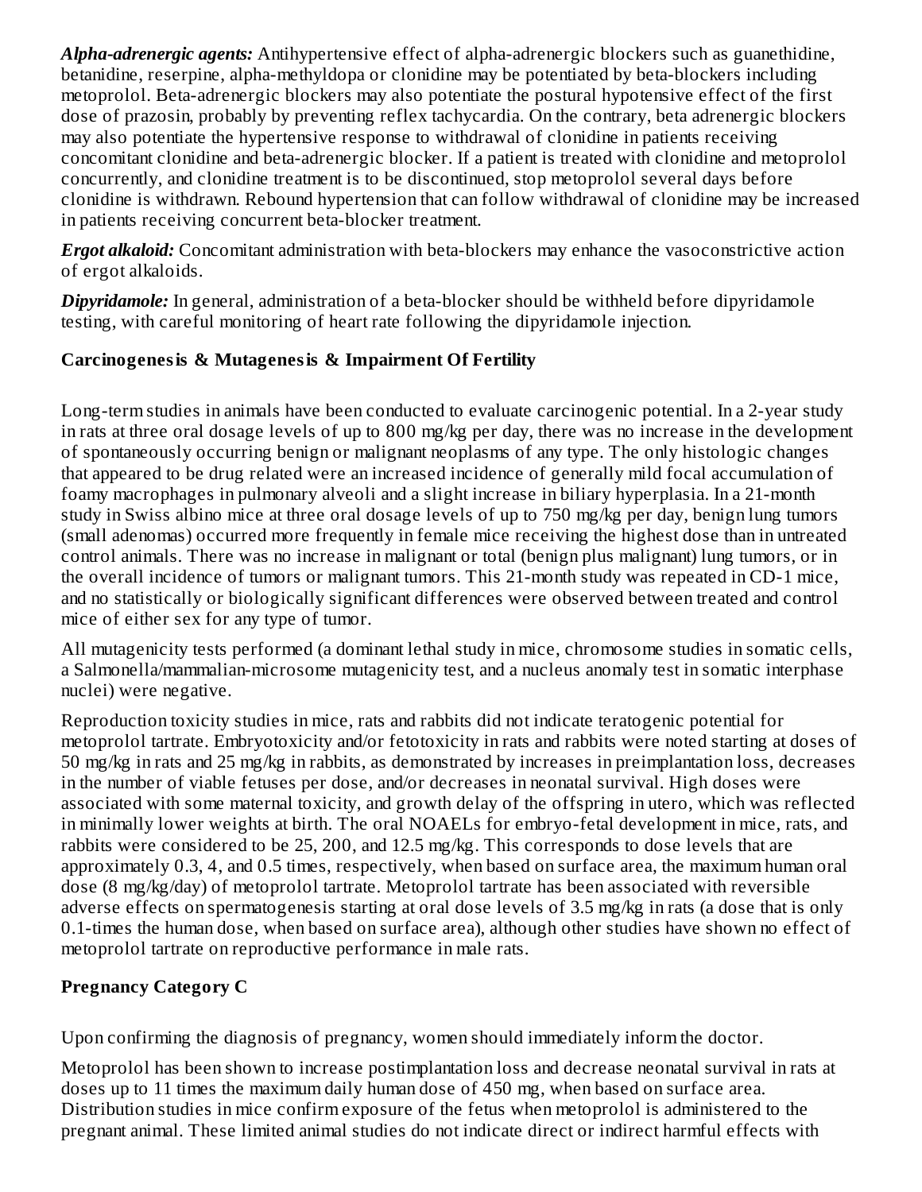***Alpha-adrenergic agents:*** Antihypertensive effect of alpha-adrenergic blockers such as guanethidine, betanidine, reserpine, alpha-methyldopa or clonidine may be potentiated by beta-blockers including metoprolol. Beta-adrenergic blockers may also potentiate the postural hypotensive effect of the first dose of prazosin, probably by preventing reflex tachycardia. On the contrary, beta adrenergic blockers may also potentiate the hypertensive response to withdrawal of clonidine in patients receiving concomitant clonidine and beta-adrenergic blocker. If a patient is treated with clonidine and metoprolol concurrently, and clonidine treatment is to be discontinued, stop metoprolol several days before clonidine is withdrawn. Rebound hypertension that can follow withdrawal of clonidine may be increased in patients receiving concurrent beta-blocker treatment.

***Ergot alkaloid:*** Concomitant administration with beta-blockers may enhance the vasoconstrictive action of ergot alkaloids.

***Dipyridamole:*** In general, administration of a beta-blocker should be withheld before dipyridamole testing, with careful monitoring of heart rate following the dipyridamole injection.

**Carcinogenesis & Mutagenesis & Impairment Of Fertility**

Long-term studies in animals have been conducted to evaluate carcinogenic potential. In a 2-year study in rats at three oral dosage levels of up to 800 mg/kg per day, there was no increase in the development of spontaneously occurring benign or malignant neoplasms of any type. The only histologic changes that appeared to be drug related were an increased incidence of generally mild focal accumulation of foamy macrophages in pulmonary alveoli and a slight increase in biliary hyperplasia. In a 21-month study in Swiss albino mice at three oral dosage levels of up to 750 mg/kg per day, benign lung tumors (small adenomas) occurred more frequently in female mice receiving the highest dose than in untreated control animals. There was no increase in malignant or total (benign plus malignant) lung tumors, or in the overall incidence of tumors or malignant tumors. This 21-month study was repeated in CD-1 mice, and no statistically or biologically significant differences were observed between treated and control mice of either sex for any type of tumor.

All mutagenicity tests performed (a dominant lethal study in mice, chromosome studies in somatic cells, a Salmonella/mammalian-microsome mutagenicity test, and a nucleus anomaly test in somatic interphase nuclei) were negative.

Reproduction toxicity studies in mice, rats and rabbits did not indicate teratogenic potential for metoprolol tartrate. Embryotoxicity and/or fetotoxicity in rats and rabbits were noted starting at doses of 50 mg/kg in rats and 25 mg/kg in rabbits, as demonstrated by increases in preimplantation loss, decreases in the number of viable fetuses per dose, and/or decreases in neonatal survival. High doses were associated with some maternal toxicity, and growth delay of the offspring in utero, which was reflected in minimally lower weights at birth. The oral NOAELs for embryo-fetal development in mice, rats, and rabbits were considered to be 25, 200, and 12.5 mg/kg. This corresponds to dose levels that are approximately 0.3, 4, and 0.5 times, respectively, when based on surface area, the maximum human oral dose (8 mg/kg/day) of metoprolol tartrate. Metoprolol tartrate has been associated with reversible adverse effects on spermatogenesis starting at oral dose levels of 3.5 mg/kg in rats (a dose that is only 0.1-times the human dose, when based on surface area), although other studies have shown no effect of metoprolol tartrate on reproductive performance in male rats.

**Pregnancy Category C**

Upon confirming the diagnosis of pregnancy, women should immediately inform the doctor.

Metoprolol has been shown to increase postimplantation loss and decrease neonatal survival in rats at doses up to 11 times the maximum daily human dose of 450 mg, when based on surface area. Distribution studies in mice confirm exposure of the fetus when metoprolol is administered to the pregnant animal. These limited animal studies do not indicate direct or indirect harmful effects with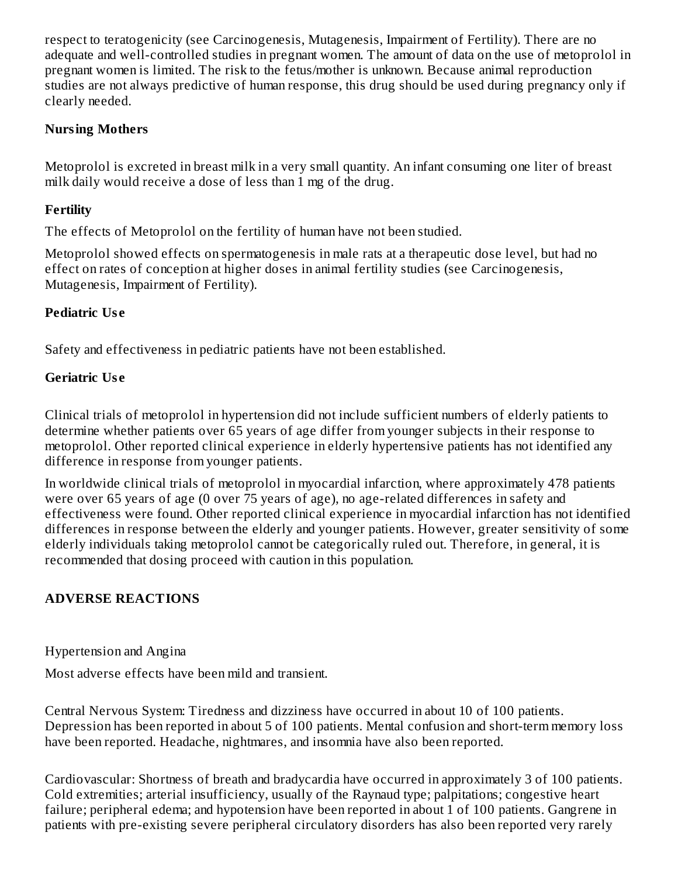respect to teratogenicity (see Carcinogenesis, Mutagenesis, Impairment of Fertility). There are no adequate and well-controlled studies in pregnant women. The amount of data on the use of metoprolol in pregnant women is limited. The risk to the fetus/mother is unknown. Because animal reproduction studies are not always predictive of human response, this drug should be used during pregnancy only if clearly needed.

**Nursing Mothers**

Metoprolol is excreted in breast milk in a very small quantity. An infant consuming one liter of breast milk daily would receive a dose of less than 1 mg of the drug.

**Fertility**

The effects of Metoprolol on the fertility of human have not been studied.

Metoprolol showed effects on spermatogenesis in male rats at a therapeutic dose level, but had no effect on rates of conception at higher doses in animal fertility studies (see Carcinogenesis, Mutagenesis, Impairment of Fertility).

**Pediatric Use**

Safety and effectiveness in pediatric patients have not been established.

**Geriatric Use**

Clinical trials of metoprolol in hypertension did not include sufficient numbers of elderly patients to determine whether patients over 65 years of age differ from younger subjects in their response to metoprolol. Other reported clinical experience in elderly hypertensive patients has not identified any difference in response from younger patients.

In worldwide clinical trials of metoprolol in myocardial infarction, where approximately 478 patients were over 65 years of age (0 over 75 years of age), no age-related differences in safety and effectiveness were found. Other reported clinical experience in myocardial infarction has not identified differences in response between the elderly and younger patients. However, greater sensitivity of some elderly individuals taking metoprolol cannot be categorically ruled out. Therefore, in general, it is recommended that dosing proceed with caution in this population.

## ADVERSE REACTIONS

Hypertension and Angina

Most adverse effects have been mild and transient.

Central Nervous System: Tiredness and dizziness have occurred in about 10 of 100 patients. Depression has been reported in about 5 of 100 patients. Mental confusion and short-term memory loss have been reported. Headache, nightmares, and insomnia have also been reported.

Cardiovascular: Shortness of breath and bradycardia have occurred in approximately 3 of 100 patients. Cold extremities; arterial insufficiency, usually of the Raynaud type; palpitations; congestive heart failure; peripheral edema; and hypotension have been reported in about 1 of 100 patients. Gangrene in patients with pre-existing severe peripheral circulatory disorders has also been reported very rarely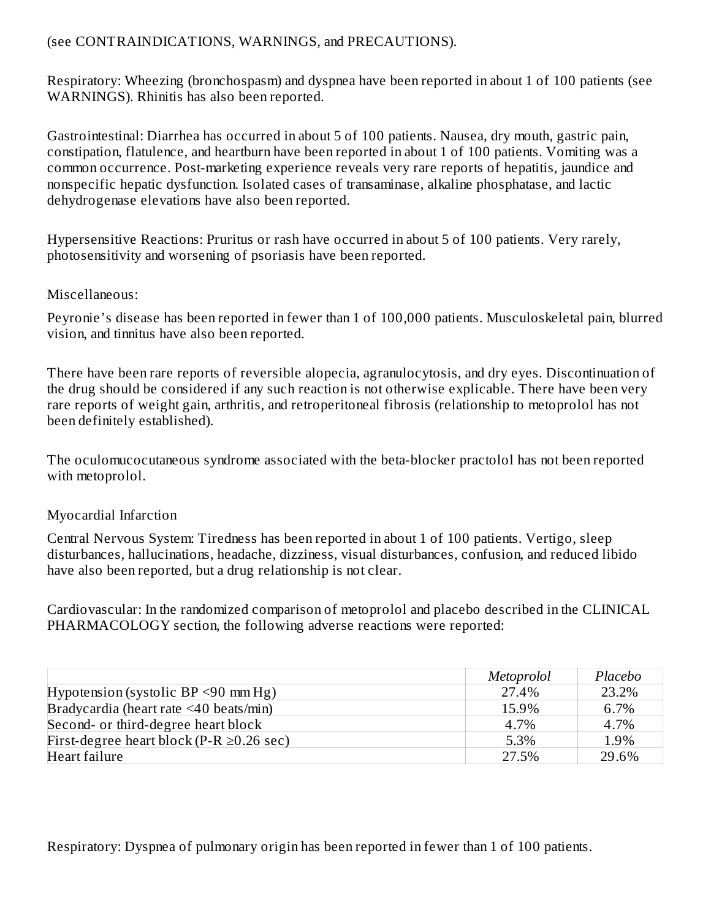(see CONTRAINDICATIONS, WARNINGS, and PRECAUTIONS).

Respiratory: Wheezing (bronchospasm) and dyspnea have been reported in about 1 of 100 patients (see WARNINGS). Rhinitis has also been reported.

Gastrointestinal: Diarrhea has occurred in about 5 of 100 patients. Nausea, dry mouth, gastric pain, constipation, flatulence, and heartburn have been reported in about 1 of 100 patients. Vomiting was a common occurrence. Post-marketing experience reveals very rare reports of hepatitis, jaundice and nonspecific hepatic dysfunction. Isolated cases of transaminase, alkaline phosphatase, and lactic dehydrogenase elevations have also been reported.

Hypersensitive Reactions: Pruritus or rash have occurred in about 5 of 100 patients. Very rarely, photosensitivity and worsening of psoriasis have been reported.

Miscellaneous:

Peyronie's disease has been reported in fewer than 1 of 100,000 patients. Musculoskeletal pain, blurred vision, and tinnitus have also been reported.

There have been rare reports of reversible alopecia, agranulocytosis, and dry eyes. Discontinuation of the drug should be considered if any such reaction is not otherwise explicable. There have been very rare reports of weight gain, arthritis, and retroperitoneal fibrosis (relationship to metoprolol has not been definitely established).

The oculomucocutaneous syndrome associated with the beta-blocker practolol has not been reported with metoprolol.

Myocardial Infarction

Central Nervous System: Tiredness has been reported in about 1 of 100 patients. Vertigo, sleep disturbances, hallucinations, headache, dizziness, visual disturbances, confusion, and reduced libido have also been reported, but a drug relationship is not clear.

Cardiovascular: In the randomized comparison of metoprolol and placebo described in the CLINICAL PHARMACOLOGY section, the following adverse reactions were reported:

| | *Metoprolol* | *Placebo* |
|---|---|---|
| Hypotension (systolic BP <90 mm Hg) | 27.4% | 23.2% |
| Bradycardia (heart rate <40 beats/min) | 15.9% | 6.7% |
| Second- or third-degree heart block | 4.7% | 4.7% |
| First-degree heart block (P-R ≥0.26 sec) | 5.3% | 1.9% |
| Heart failure | 27.5% | 29.6% |

Respiratory: Dyspnea of pulmonary origin has been reported in fewer than 1 of 100 patients.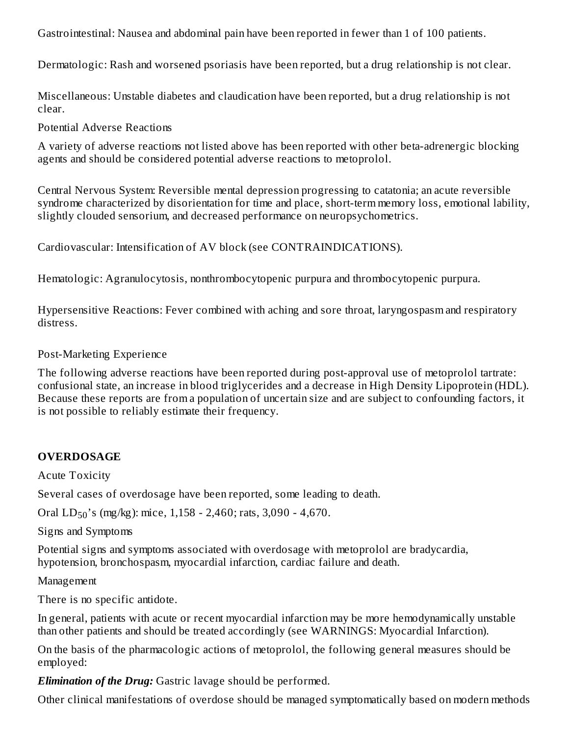Gastrointestinal: Nausea and abdominal pain have been reported in fewer than 1 of 100 patients.

Dermatologic: Rash and worsened psoriasis have been reported, but a drug relationship is not clear.

Miscellaneous: Unstable diabetes and claudication have been reported, but a drug relationship is not clear.

Potential Adverse Reactions

A variety of adverse reactions not listed above has been reported with other beta-adrenergic blocking agents and should be considered potential adverse reactions to metoprolol.

Central Nervous System: Reversible mental depression progressing to catatonia; an acute reversible syndrome characterized by disorientation for time and place, short-term memory loss, emotional lability, slightly clouded sensorium, and decreased performance on neuropsychometrics.

Cardiovascular: Intensification of AV block (see CONTRAINDICATIONS).

Hematologic: Agranulocytosis, nonthrombocytopenic purpura and thrombocytopenic purpura.

Hypersensitive Reactions: Fever combined with aching and sore throat, laryngospasm and respiratory distress.

Post-Marketing Experience

The following adverse reactions have been reported during post-approval use of metoprolol tartrate: confusional state, an increase in blood triglycerides and a decrease in High Density Lipoprotein (HDL). Because these reports are from a population of uncertain size and are subject to confounding factors, it is not possible to reliably estimate their frequency.

## OVERDOSAGE

Acute Toxicity

Several cases of overdosage have been reported, some leading to death.

Oral $LD_{50}$'s (mg/kg): mice, 1,158 - 2,460; rats, 3,090 - 4,670.

Signs and Symptoms

Potential signs and symptoms associated with overdosage with metoprolol are bradycardia, hypotension, bronchospasm, myocardial infarction, cardiac failure and death.

Management

There is no specific antidote.

In general, patients with acute or recent myocardial infarction may be more hemodynamically unstable than other patients and should be treated accordingly (see WARNINGS: Myocardial Infarction).

On the basis of the pharmacologic actions of metoprolol, the following general measures should be employed:

***Elimination of the Drug:*** Gastric lavage should be performed.

Other clinical manifestations of overdose should be managed symptomatically based on modern methods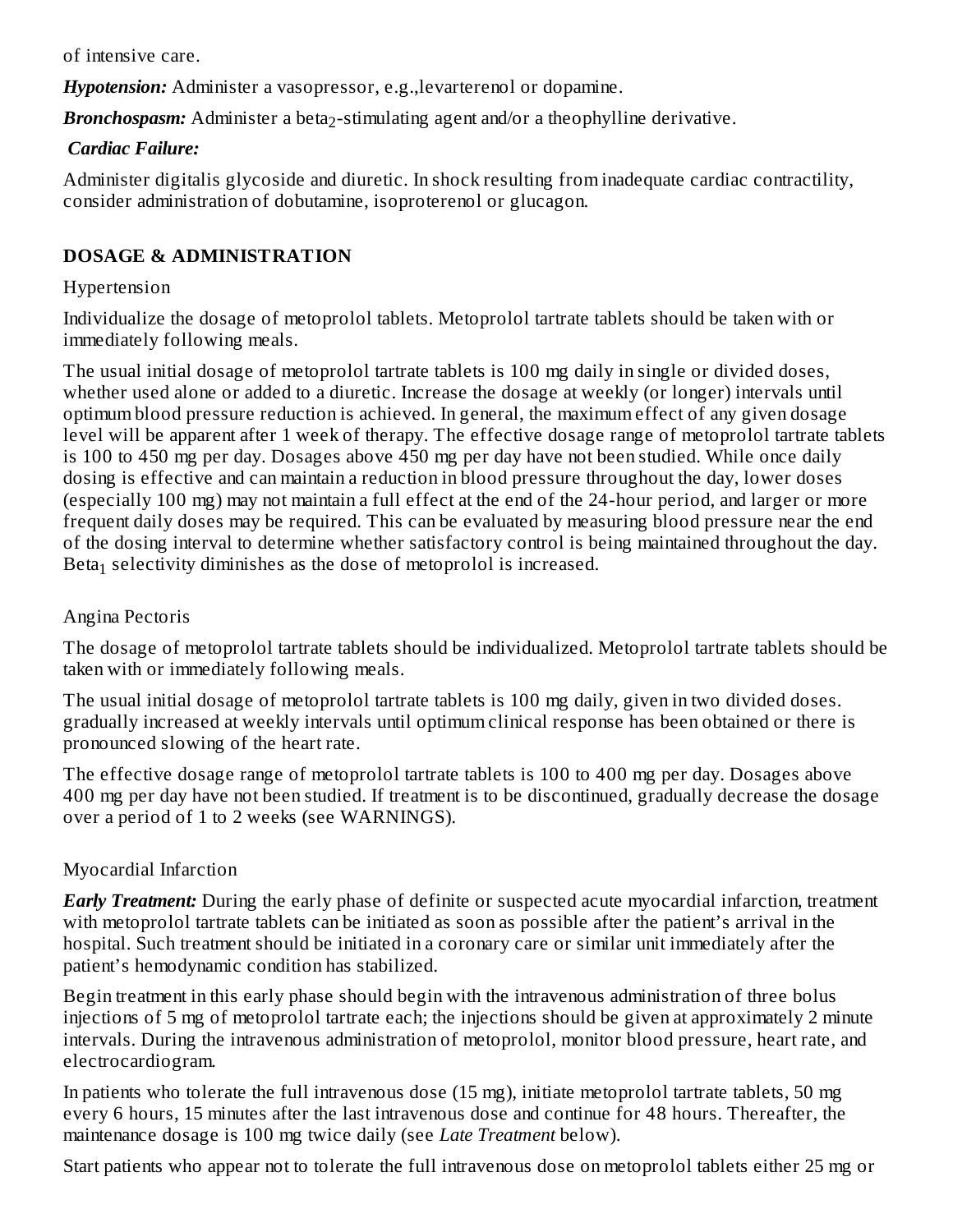of intensive care.

***Hypotension:*** Administer a vasopressor, e.g.,levarterenol or dopamine.

***Bronchospasm:*** Administer a $beta_2$-stimulating agent and/or a theophylline derivative.

***Cardiac Failure:***

Administer digitalis glycoside and diuretic. In shock resulting from inadequate cardiac contractility, consider administration of dobutamine, isoproterenol or glucagon.

## DOSAGE & ADMINISTRATION

Hypertension

Individualize the dosage of metoprolol tablets. Metoprolol tartrate tablets should be taken with or immediately following meals.

The usual initial dosage of metoprolol tartrate tablets is 100 mg daily in single or divided doses, whether used alone or added to a diuretic. Increase the dosage at weekly (or longer) intervals until optimum blood pressure reduction is achieved. In general, the maximum effect of any given dosage level will be apparent after 1 week of therapy. The effective dosage range of metoprolol tartrate tablets is 100 to 450 mg per day. Dosages above 450 mg per day have not been studied. While once daily dosing is effective and can maintain a reduction in blood pressure throughout the day, lower doses (especially 100 mg) may not maintain a full effect at the end of the 24-hour period, and larger or more frequent daily doses may be required. This can be evaluated by measuring blood pressure near the end of the dosing interval to determine whether satisfactory control is being maintained throughout the day. $Beta_1$ selectivity diminishes as the dose of metoprolol is increased.

Angina Pectoris

The dosage of metoprolol tartrate tablets should be individualized. Metoprolol tartrate tablets should be taken with or immediately following meals.

The usual initial dosage of metoprolol tartrate tablets is 100 mg daily, given in two divided doses. gradually increased at weekly intervals until optimum clinical response has been obtained or there is pronounced slowing of the heart rate.

The effective dosage range of metoprolol tartrate tablets is 100 to 400 mg per day. Dosages above 400 mg per day have not been studied. If treatment is to be discontinued, gradually decrease the dosage over a period of 1 to 2 weeks (see WARNINGS).

Myocardial Infarction

***Early Treatment:*** During the early phase of definite or suspected acute myocardial infarction, treatment with metoprolol tartrate tablets can be initiated as soon as possible after the patient's arrival in the hospital. Such treatment should be initiated in a coronary care or similar unit immediately after the patient's hemodynamic condition has stabilized.

Begin treatment in this early phase should begin with the intravenous administration of three bolus injections of 5 mg of metoprolol tartrate each; the injections should be given at approximately 2 minute intervals. During the intravenous administration of metoprolol, monitor blood pressure, heart rate, and electrocardiogram.

In patients who tolerate the full intravenous dose (15 mg), initiate metoprolol tartrate tablets, 50 mg every 6 hours, 15 minutes after the last intravenous dose and continue for 48 hours. Thereafter, the maintenance dosage is 100 mg twice daily (see *Late Treatment* below).

Start patients who appear not to tolerate the full intravenous dose on metoprolol tablets either 25 mg or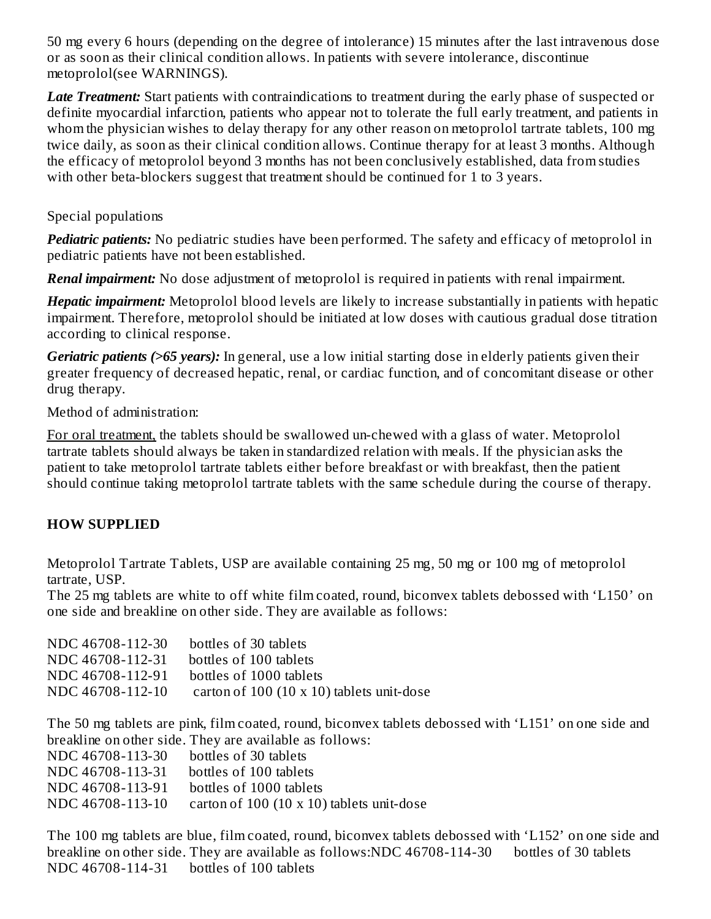50 mg every 6 hours (depending on the degree of intolerance) 15 minutes after the last intravenous dose or as soon as their clinical condition allows. In patients with severe intolerance, discontinue metoprolol(see WARNINGS).

***Late Treatment:*** Start patients with contraindications to treatment during the early phase of suspected or definite myocardial infarction, patients who appear not to tolerate the full early treatment, and patients in whom the physician wishes to delay therapy for any other reason on metoprolol tartrate tablets, 100 mg twice daily, as soon as their clinical condition allows. Continue therapy for at least 3 months. Although the efficacy of metoprolol beyond 3 months has not been conclusively established, data from studies with other beta-blockers suggest that treatment should be continued for 1 to 3 years.

Special populations

***Pediatric patients:*** No pediatric studies have been performed. The safety and efficacy of metoprolol in pediatric patients have not been established.

***Renal impairment:*** No dose adjustment of metoprolol is required in patients with renal impairment.

***Hepatic impairment:*** Metoprolol blood levels are likely to increase substantially in patients with hepatic impairment. Therefore, metoprolol should be initiated at low doses with cautious gradual dose titration according to clinical response.

***Geriatric patients (>65 years):*** In general, use a low initial starting dose in elderly patients given their greater frequency of decreased hepatic, renal, or cardiac function, and of concomitant disease or other drug therapy.

Method of administration:

For oral treatment, the tablets should be swallowed un-chewed with a glass of water. Metoprolol tartrate tablets should always be taken in standardized relation with meals. If the physician asks the patient to take metoprolol tartrate tablets either before breakfast or with breakfast, then the patient should continue taking metoprolol tartrate tablets with the same schedule during the course of therapy.

## HOW SUPPLIED

Metoprolol Tartrate Tablets, USP are available containing 25 mg, 50 mg or 100 mg of metoprolol tartrate, USP.
The 25 mg tablets are white to off white film coated, round, biconvex tablets debossed with 'L150' on one side and breakline on other side. They are available as follows:

NDC 46708-112-30 bottles of 30 tablets
NDC 46708-112-31 bottles of 100 tablets
NDC 46708-112-91 bottles of 1000 tablets
NDC 46708-112-10 carton of 100 (10 x 10) tablets unit-dose

The 50 mg tablets are pink, film coated, round, biconvex tablets debossed with 'L151' on one side and breakline on other side. They are available as follows:
NDC 46708-113-30 bottles of 30 tablets
NDC 46708-113-31 bottles of 100 tablets
NDC 46708-113-91 bottles of 1000 tablets
NDC 46708-113-10 carton of 100 (10 x 10) tablets unit-dose

The 100 mg tablets are blue, film coated, round, biconvex tablets debossed with 'L152' on one side and breakline on other side. They are available as follows:NDC 46708-114-30 bottles of 30 tablets
NDC 46708-114-31 bottles of 100 tablets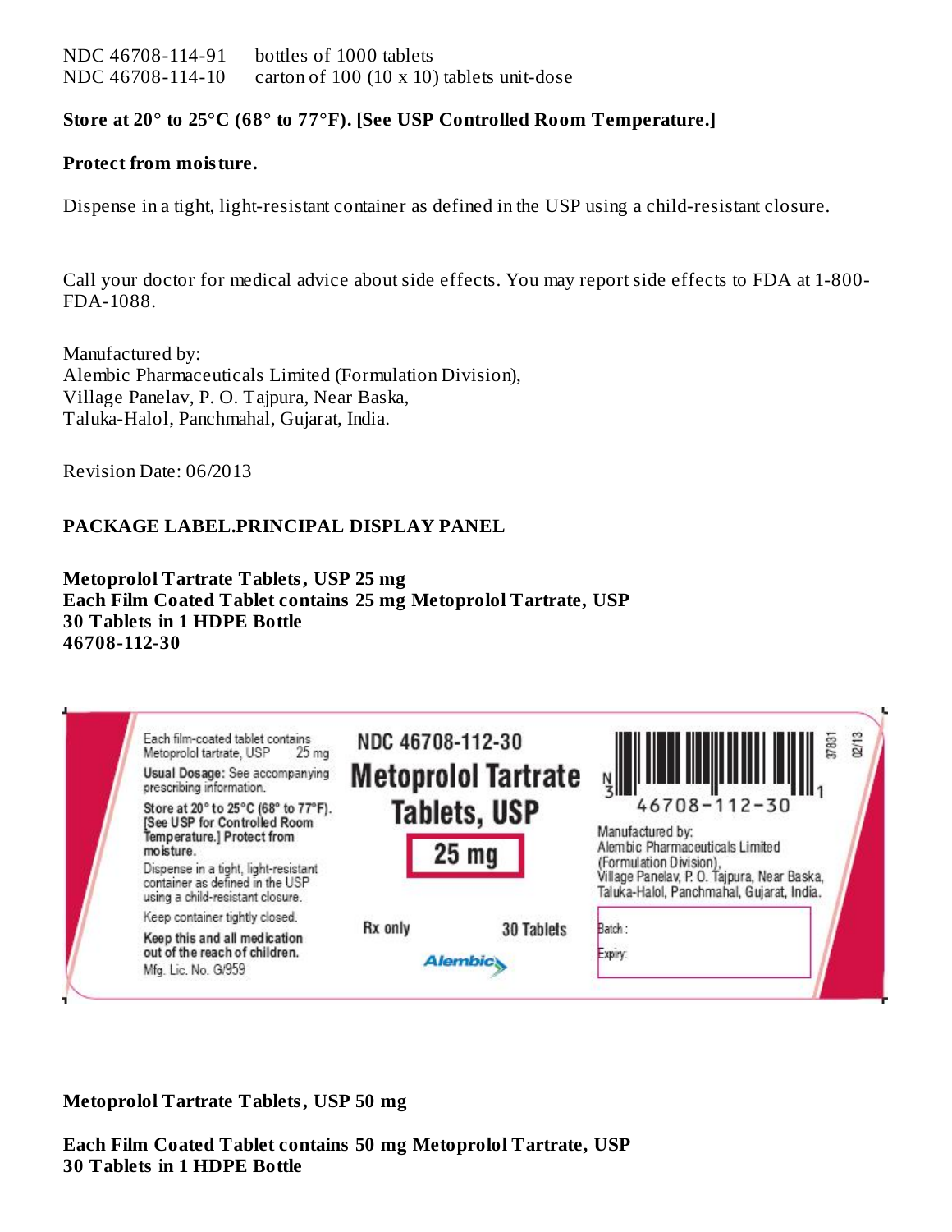NDC 46708-114-91 bottles of 1000 tablets
NDC 46708-114-10 carton of 100 (10 x 10) tablets unit-dose

**Store at 20° to 25°C (68° to 77°F). [See USP Controlled Room Temperature.]**

**Protect from moisture.**

Dispense in a tight, light-resistant container as defined in the USP using a child-resistant closure.

Call your doctor for medical advice about side effects. You may report side effects to FDA at 1-800-FDA-1088.

Manufactured by:
Alembic Pharmaceuticals Limited (Formulation Division),
Village Panelav, P. O. Tajpura, Near Baska,
Taluka-Halol, Panchmahal, Gujarat, India.

Revision Date: 06/2013

**PACKAGE LABEL.PRINCIPAL DISPLAY PANEL**

**Metoprolol Tartrate Tablets, USP 25 mg**
**Each Film Coated Tablet contains 25 mg Metoprolol Tartrate, USP**
**30 Tablets in 1 HDPE Bottle**
**46708-112-30**

Each film-coated tablet contains Metoprolol tartrate, USP 25 mg

Usual Dosage: See accompanying prescribing information.

Store at 20° to 25°C (68° to 77°F). [See USP for Controlled Room Temperature.] Protect from moisture.

Dispense in a tight, light-resistant container as defined in the USP using a child-resistant closure.

Keep container tightly closed.

Keep this and all medication out of the reach of children.

Mfg. Lic. No. G/959

NDC 46708-112-30

Metoprolol Tartrate Tablets, USP

25 mg

Rx only

30 Tablets

Alembic

N 3 46708-112-30 1

37831 02/13

Manufactured by:
Alembic Pharmaceuticals Limited (Formulation Division),
Village Panelav, P. O. Tajpura, Near Baska,
Taluka-Halol, Panchmahal, Gujarat, India.

Batch :

Expiry:

**Metoprolol Tartrate Tablets, USP 50 mg**

**Each Film Coated Tablet contains 50 mg Metoprolol Tartrate, USP**
**30 Tablets in 1 HDPE Bottle**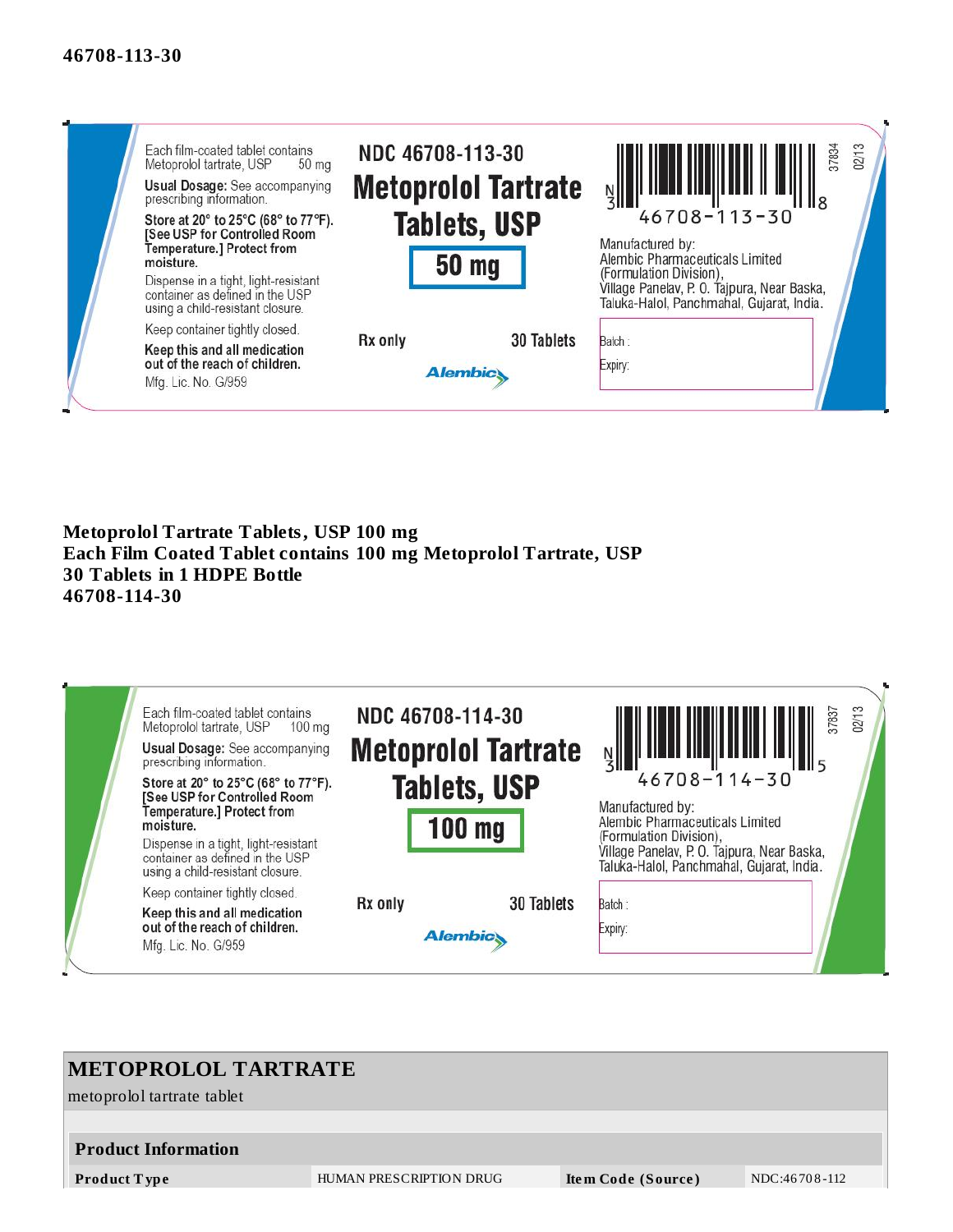**46708-113-30**

Each film-coated tablet contains Metoprolol tartrate, USP 50 mg

**Usual Dosage:** See accompanying prescribing information.

**Store at 20° to 25°C (68° to 77°F). [See USP for Controlled Room Temperature.] Protect from moisture.**

Dispense in a tight, light-resistant container as defined in the USP using a child-resistant closure.

Keep container tightly closed.

**Keep this and all medication out of the reach of children.**

Mfg. Lic. No. G/959

**NDC 46708-113-30**

**Metoprolol Tartrate Tablets, USP**

**50 mg**

**Rx only** **30 Tablets**

Alembic

N 3 46708-113-30 8

37834 02/13

Manufactured by:
Alembic Pharmaceuticals Limited
(Formulation Division),
Village Panelav, P. O. Tajpura, Near Baska,
Taluka-Halol, Panchmahal, Gujarat, India.

Batch :
Expiry:

**Metoprolol Tartrate Tablets, USP 100 mg**
**Each Film Coated Tablet contains 100 mg Metoprolol Tartrate, USP**
**30 Tablets in 1 HDPE Bottle**
**46708-114-30**

Each film-coated tablet contains Metoprolol tartrate, USP 100 mg

**Usual Dosage:** See accompanying prescribing information.

**Store at 20° to 25°C (68° to 77°F). [See USP for Controlled Room Temperature.] Protect from moisture.**

Dispense in a tight, light-resistant container as defined in the USP using a child-resistant closure.

Keep container tightly closed.

**Keep this and all medication out of the reach of children.**

Mfg. Lic. No. G/959

**NDC 46708-114-30**

**Metoprolol Tartrate Tablets, USP**

**100 mg**

**Rx only** **30 Tablets**

Alembic

N 3 46708-114-30 5

37837 02/13

Manufactured by:
Alembic Pharmaceuticals Limited
(Formulation Division),
Village Panelav, P. O. Tajpura, Near Baska,
Taluka-Halol, Panchmahal, Gujarat, India.

Batch :
Expiry:

## METOPROLOL TARTRATE

metoprolol tartrate tablet

| Product Information | | | |
|---|---|---|---|
| **Product Type** | HUMAN PRESCRIPTION DRUG | **Item Code (Source)** | NDC:46708-112 |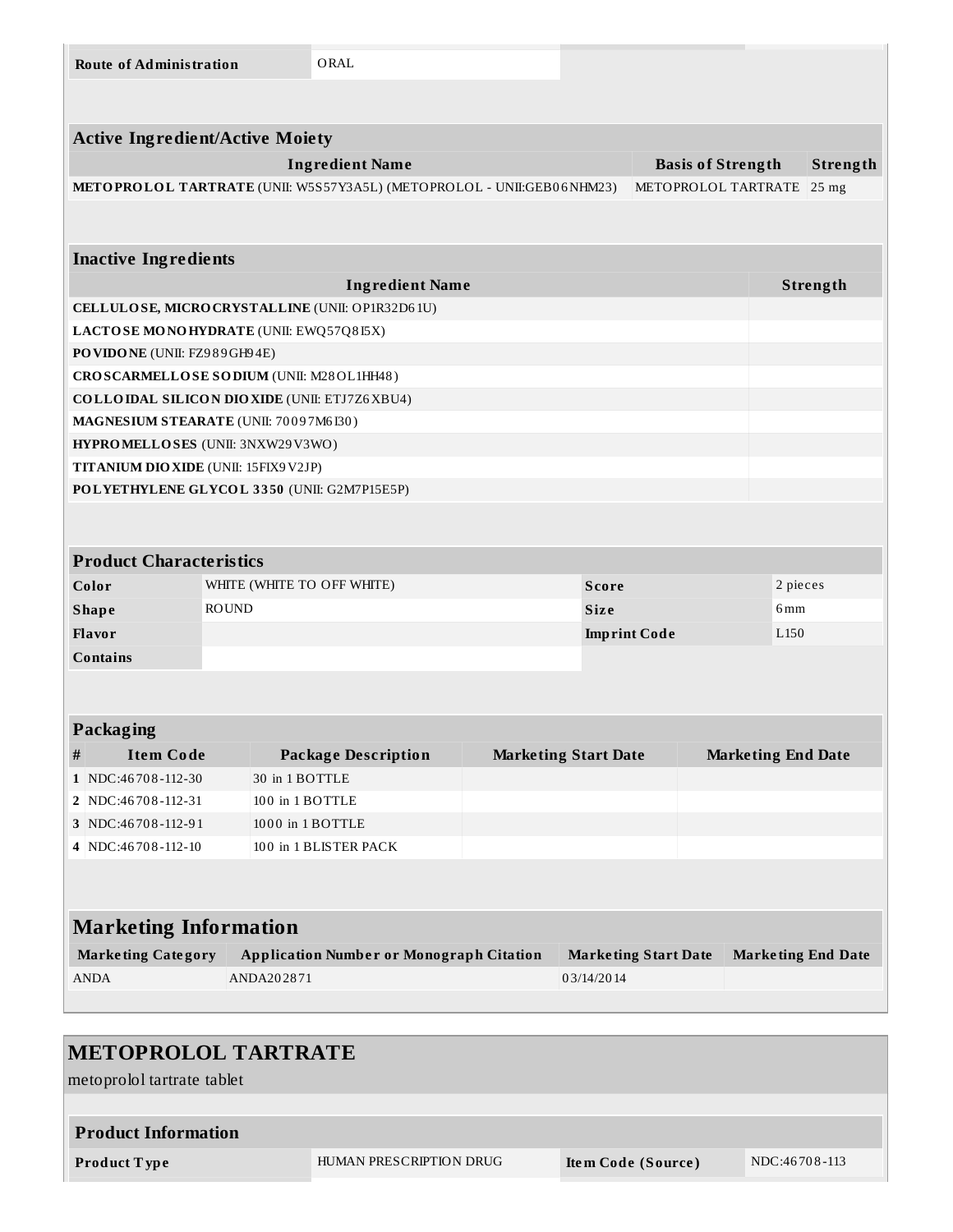| Route of Administration | ORAL |
|---|---|

| Active Ingredient/Active Moiety | | |
|---|---|---|
| Ingredient Name | Basis of Strength | Strength |
| **METOPROLOL TARTRATE** (UNII: W5S57Y3A5L) (METOPROLOL - UNII:GEB06NHM23) | METOPROLOL TARTRATE | 25 mg |

| Inactive Ingredients | |
|---|---|
| Ingredient Name | Strength |
| **CELLULOSE, MICROCRYSTALLINE** (UNII: OP1R32D61U) | |
| **LACTOSE MONOHYDRATE** (UNII: EWQ57Q8I5X) | |
| **POVIDONE** (UNII: FZ989GH94E) | |
| **CROSCARMELLOSE SODIUM** (UNII: M28OL1HH48) | |
| **COLLOIDAL SILICON DIOXIDE** (UNII: ETJ7Z6XBU4) | |
| **MAGNESIUM STEARATE** (UNII: 70097M6I30) | |
| **HYPROMELLOSES** (UNII: 3NXW29V3WO) | |
| **TITANIUM DIOXIDE** (UNII: 15FIX9V2JP) | |
| **POLYETHYLENE GLYCOL 3350** (UNII: G2M7P15E5P) | |

| Product Characteristics | | | |
|---|---|---|---|
| Color | WHITE (WHITE TO OFF WHITE) | Score | 2 pieces |
| Shape | ROUND | Size | 6mm |
| Flavor | | Imprint Code | L150 |
| Contains | | | |

| Packaging | | | | |
|---|---|---|---|---|
| # | Item Code | Package Description | Marketing Start Date | Marketing End Date |
| 1 | NDC:46708-112-30 | 30 in 1 BOTTLE | | |
| 2 | NDC:46708-112-31 | 100 in 1 BOTTLE | | |
| 3 | NDC:46708-112-91 | 1000 in 1 BOTTLE | | |
| 4 | NDC:46708-112-10 | 100 in 1 BLISTER PACK | | |

| Marketing Information | | | |
|---|---|---|---|
| Marketing Category | Application Number or Monograph Citation | Marketing Start Date | Marketing End Date |
| ANDA | ANDA202871 | 03/14/2014 | |

## METOPROLOL TARTRATE

metoprolol tartrate tablet

| Product Information | | | |
|---|---|---|---|
| Product Type | HUMAN PRESCRIPTION DRUG | Item Code (Source) | NDC:46708-113 |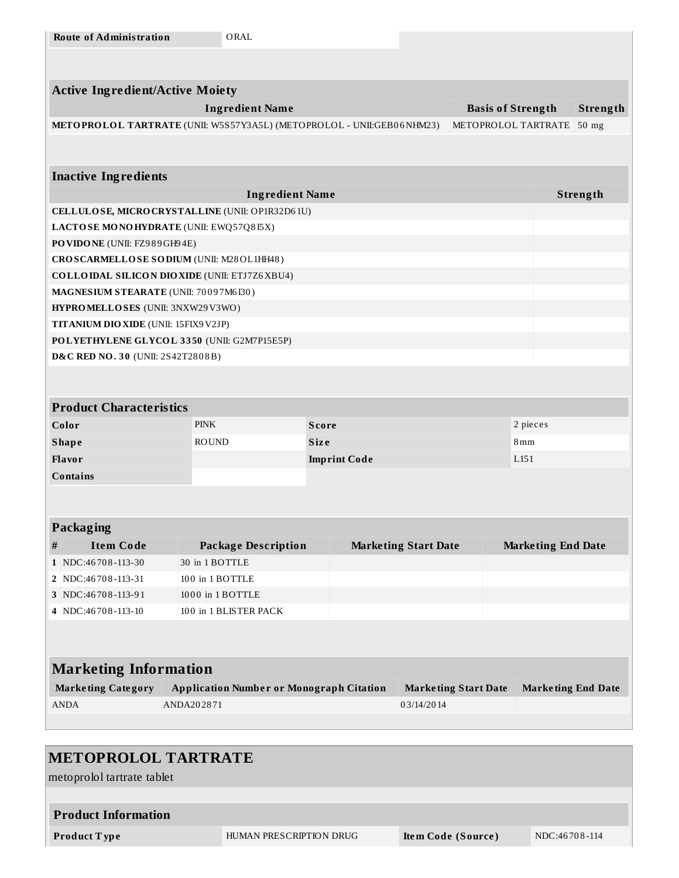| Route of Administration | ORAL |
|---|---|

## Active Ingredient/Active Moiety

| Ingredient Name | Basis of Strength | Strength |
|---|---|---|
| **METOPROLOL TARTRATE** (UNII: W5S57Y3A5L) (METOPROLOL - UNII:GEB06NHM23) | METOPROLOL TARTRATE | 50 mg |

## Inactive Ingredients

| Ingredient Name | Strength |
|---|---|
| **CELLULOSE, MICROCRYSTALLINE** (UNII: OP1R32D61U) | |
| **LACTOSE MONOHYDRATE** (UNII: EWQ57Q8I5X) | |
| **POVIDONE** (UNII: FZ989GH94E) | |
| **CROSCARMELLOSE SODIUM** (UNII: M28OL1HH48) | |
| **COLLOIDAL SILICON DIOXIDE** (UNII: ETJ7Z6XBU4) | |
| **MAGNESIUM STEARATE** (UNII: 70097M6I30) | |
| **HYPROMELLOSES** (UNII: 3NXW29V3WO) | |
| **TITANIUM DIOXIDE** (UNII: 15FIX9V2JP) | |
| **POLYETHYLENE GLYCOL 3350** (UNII: G2M7P15E5P) | |
| **D&C RED NO. 30** (UNII: 2S42T2808B) | |

## Product Characteristics

| | | | |
|---|---|---|---|
| **Color** | PINK | **Score** | 2 pieces |
| **Shape** | ROUND | **Size** | 8mm |
| **Flavor** | | **Imprint Code** | L151 |
| **Contains** | | | |

## Packaging

| # | Item Code | Package Description | Marketing Start Date | Marketing End Date |
|---|---|---|---|---|
| 1 | NDC:46708-113-30 | 30 in 1 BOTTLE | | |
| 2 | NDC:46708-113-31 | 100 in 1 BOTTLE | | |
| 3 | NDC:46708-113-91 | 1000 in 1 BOTTLE | | |
| 4 | NDC:46708-113-10 | 100 in 1 BLISTER PACK | | |

## Marketing Information

| Marketing Category | Application Number or Monograph Citation | Marketing Start Date | Marketing End Date |
|---|---|---|---|
| ANDA | ANDA202871 | 03/14/2014 | |

# METOPROLOL TARTRATE

metoprolol tartrate tablet

## Product Information

| | | | |
|---|---|---|---|
| **Product Type** | HUMAN PRESCRIPTION DRUG | **Item Code (Source)** | NDC:46708-114 |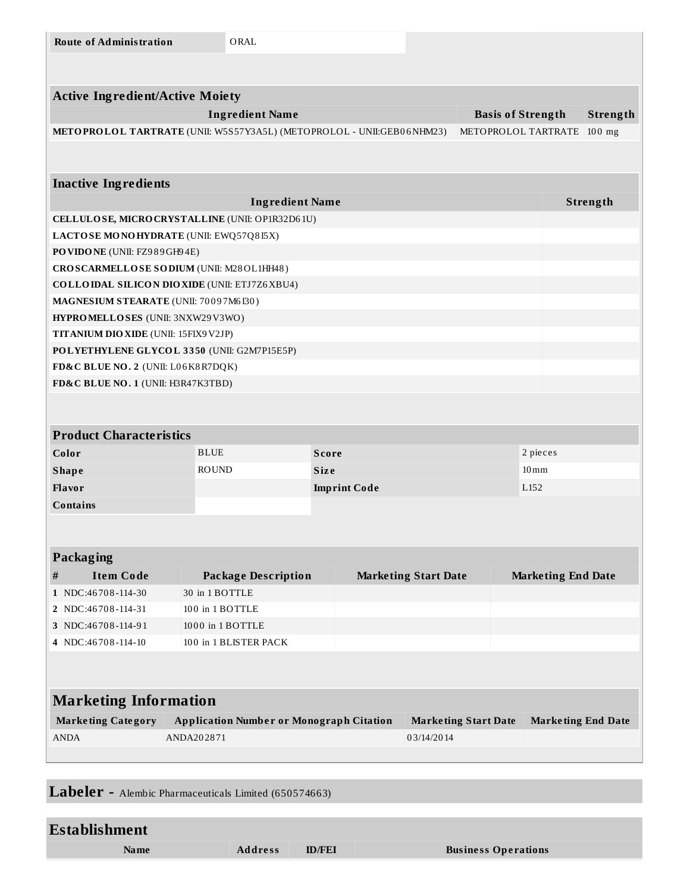| Route of Administration | ORAL |
| --- | --- |

| Active Ingredient/Active Moiety | | |
| --- | --- | --- |
| **Ingredient Name** | **Basis of Strength** | **Strength** |
| **METOPROLOL TARTRATE** (UNII: W5S57Y3A5L) (METOPROLOL - UNII:GEB06NHM23) | METOPROLOL TARTRATE | 100 mg |

| Inactive Ingredients | |
| --- | --- |
| **Ingredient Name** | **Strength** |
| **CELLULOSE, MICROCRYSTALLINE** (UNII: OP1R32D61U) | |
| **LACTOSE MONOHYDRATE** (UNII: EWQ57Q8I5X) | |
| **POVIDONE** (UNII: FZ989GH94E) | |
| **CROSCARMELLOSE SODIUM** (UNII: M28OL1HH48) | |
| **COLLOIDAL SILICON DIOXIDE** (UNII: ETJ7Z6XBU4) | |
| **MAGNESIUM STEARATE** (UNII: 70097M6I30) | |
| **HYPROMELLOSES** (UNII: 3NXW29V3WO) | |
| **TITANIUM DIOXIDE** (UNII: 15FIX9V2JP) | |
| **POLYETHYLENE GLYCOL 3350** (UNII: G2M7P15E5P) | |
| **FD&C BLUE NO. 2** (UNII: L06K8R7DQK) | |
| **FD&C BLUE NO. 1** (UNII: H3R47K3TBD) | |

| Product Characteristics | | | |
| --- | --- | --- | --- |
| **Color** | BLUE | **Score** | 2 pieces |
| **Shape** | ROUND | **Size** | 10mm |
| **Flavor** | | **Imprint Code** | L152 |
| **Contains** | | | |

| Packaging | | | | |
| --- | --- | --- | --- | --- |
| **#** | **Item Code** | **Package Description** | **Marketing Start Date** | **Marketing End Date** |
| 1 | NDC:46708-114-30 | 30 in 1 BOTTLE | | |
| 2 | NDC:46708-114-31 | 100 in 1 BOTTLE | | |
| 3 | NDC:46708-114-91 | 1000 in 1 BOTTLE | | |
| 4 | NDC:46708-114-10 | 100 in 1 BLISTER PACK | | |

| Marketing Information | | | |
| --- | --- | --- | --- |
| **Marketing Category** | **Application Number or Monograph Citation** | **Marketing Start Date** | **Marketing End Date** |
| ANDA | ANDA202871 | 03/14/2014 | |

## Labeler - Alembic Pharmaceuticals Limited (650574663)

| Establishment | | | |
| --- | --- | --- | --- |
| **Name** | **Address** | **ID/FEI** | **Business Operations** |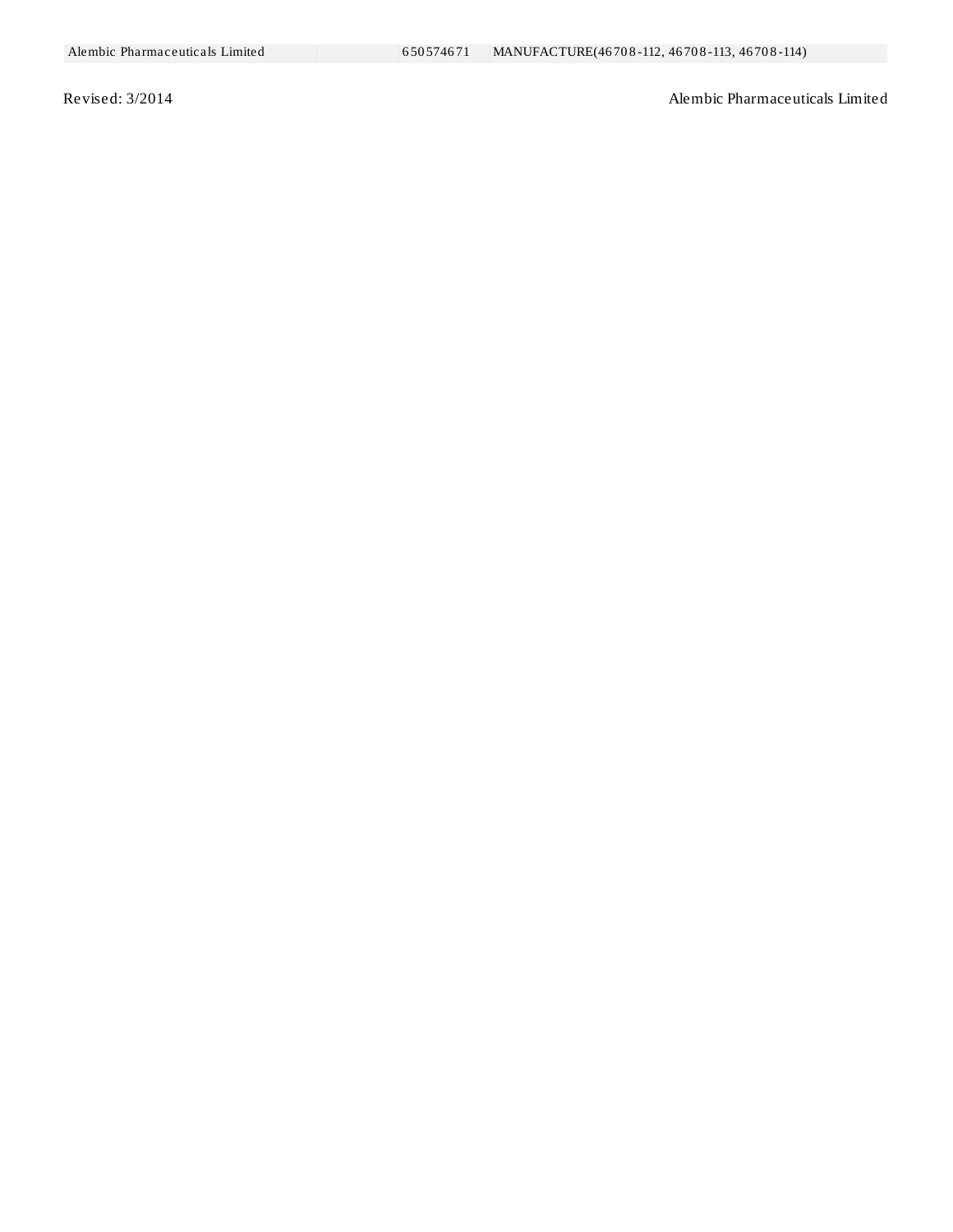| | | | |
|---|---|---|---|
| Alembic Pharmaceuticals Limited | | 650574671 | MANUFACTURE(46708-112, 46708-113, 46708-114) |

Revised: 3/2014

Alembic Pharmaceuticals Limited